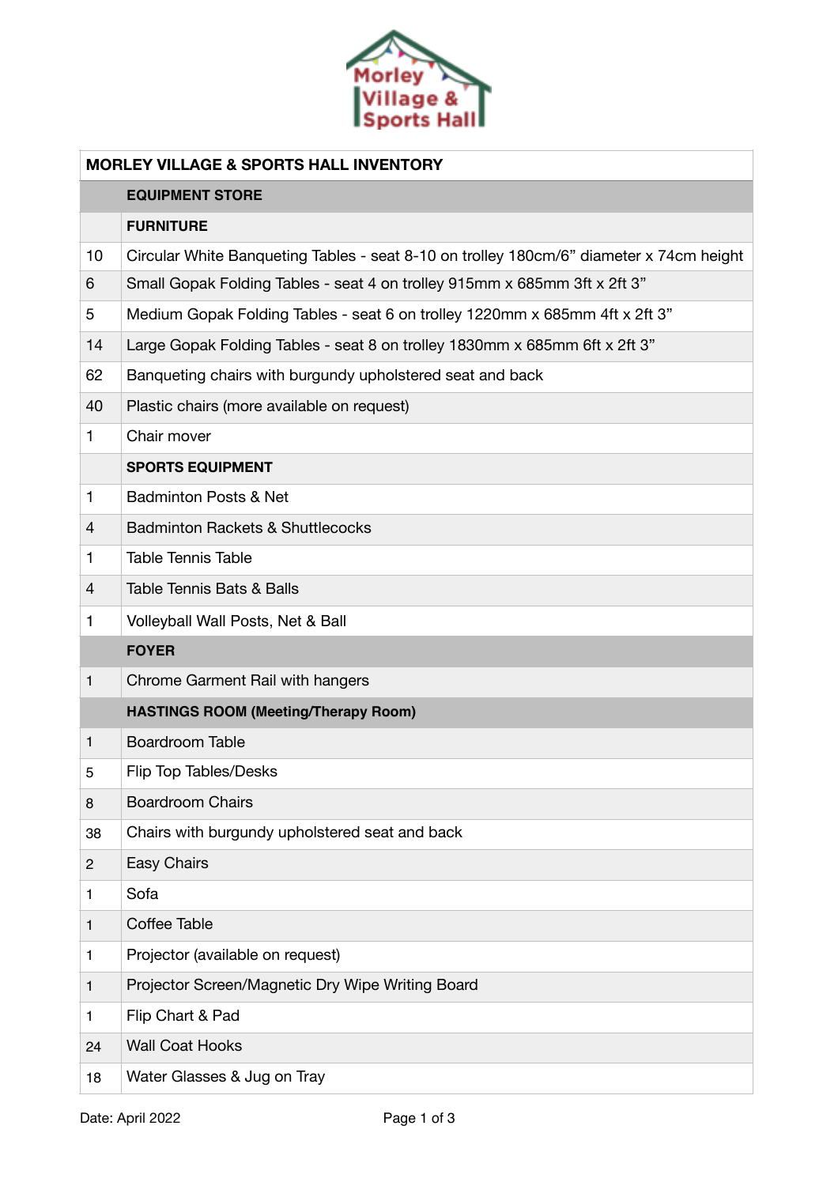Morley Village & Sports Hall

| MORLEY VILLAGE & SPORTS HALL INVENTORY | |
|---|---|
| | **EQUIPMENT STORE** |
| | **FURNITURE** |
| 10 | Circular White Banqueting Tables - seat 8-10 on trolley 180cm/6" diameter x 74cm height |
| 6 | Small Gopak Folding Tables - seat 4 on trolley 915mm x 685mm 3ft x 2ft 3" |
| 5 | Medium Gopak Folding Tables - seat 6 on trolley 1220mm x 685mm 4ft x 2ft 3" |
| 14 | Large Gopak Folding Tables - seat 8 on trolley 1830mm x 685mm 6ft x 2ft 3" |
| 62 | Banqueting chairs with burgundy upholstered seat and back |
| 40 | Plastic chairs (more available on request) |
| 1 | Chair mover |
| | **SPORTS EQUIPMENT** |
| 1 | Badminton Posts & Net |
| 4 | Badminton Rackets & Shuttlecocks |
| 1 | Table Tennis Table |
| 4 | Table Tennis Bats & Balls |
| 1 | Volleyball Wall Posts, Net & Ball |
| | **FOYER** |
| 1 | Chrome Garment Rail with hangers |
| | **HASTINGS ROOM (Meeting/Therapy Room)** |
| 1 | Boardroom Table |
| 5 | Flip Top Tables/Desks |
| 8 | Boardroom Chairs |
| 38 | Chairs with burgundy upholstered seat and back |
| 2 | Easy Chairs |
| 1 | Sofa |
| 1 | Coffee Table |
| 1 | Projector (available on request) |
| 1 | Projector Screen/Magnetic Dry Wipe Writing Board |
| 1 | Flip Chart & Pad |
| 24 | Wall Coat Hooks |
| 18 | Water Glasses & Jug on Tray |

Date: April 2022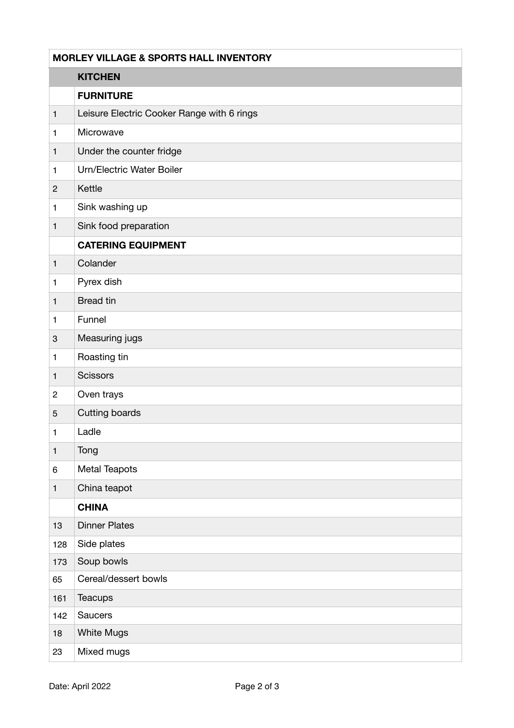| MORLEY VILLAGE & SPORTS HALL INVENTORY | |
|---|---|
| | **KITCHEN** |
| | **FURNITURE** |
| 1 | Leisure Electric Cooker Range with 6 rings |
| 1 | Microwave |
| 1 | Under the counter fridge |
| 1 | Urn/Electric Water Boiler |
| 2 | Kettle |
| 1 | Sink washing up |
| 1 | Sink food preparation |
| | **CATERING EQUIPMENT** |
| 1 | Colander |
| 1 | Pyrex dish |
| 1 | Bread tin |
| 1 | Funnel |
| 3 | Measuring jugs |
| 1 | Roasting tin |
| 1 | Scissors |
| 2 | Oven trays |
| 5 | Cutting boards |
| 1 | Ladle |
| 1 | Tong |
| 6 | Metal Teapots |
| 1 | China teapot |
| | **CHINA** |
| 13 | Dinner Plates |
| 128 | Side plates |
| 173 | Soup bowls |
| 65 | Cereal/dessert bowls |
| 161 | Teacups |
| 142 | Saucers |
| 18 | White Mugs |
| 23 | Mixed mugs |

Date: April 2022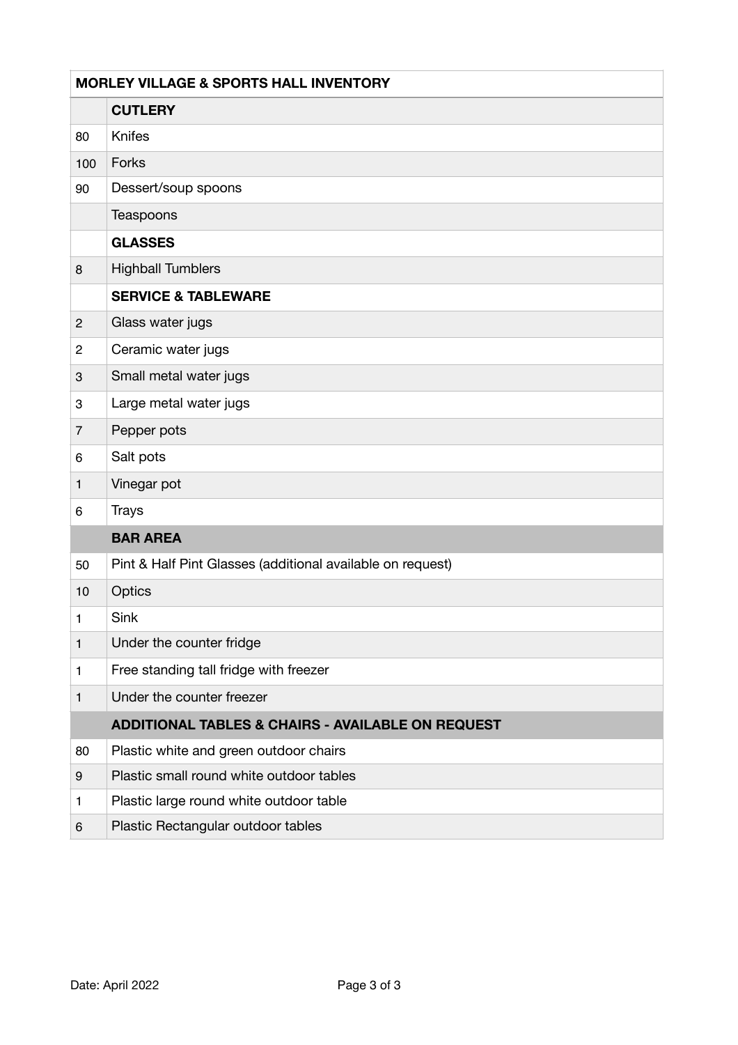| MORLEY VILLAGE & SPORTS HALL INVENTORY | |
|---|---|
| | **CUTLERY** |
| 80 | Knifes |
| 100 | Forks |
| 90 | Dessert/soup spoons |
| | Teaspoons |
| | **GLASSES** |
| 8 | Highball Tumblers |
| | **SERVICE & TABLEWARE** |
| 2 | Glass water jugs |
| 2 | Ceramic water jugs |
| 3 | Small metal water jugs |
| 3 | Large metal water jugs |
| 7 | Pepper pots |
| 6 | Salt pots |
| 1 | Vinegar pot |
| 6 | Trays |
| | **BAR AREA** |
| 50 | Pint & Half Pint Glasses (additional available on request) |
| 10 | Optics |
| 1 | Sink |
| 1 | Under the counter fridge |
| 1 | Free standing tall fridge with freezer |
| 1 | Under the counter freezer |
| | **ADDITIONAL TABLES & CHAIRS - AVAILABLE ON REQUEST** |
| 80 | Plastic white and green outdoor chairs |
| 9 | Plastic small round white outdoor tables |
| 1 | Plastic large round white outdoor table |
| 6 | Plastic Rectangular outdoor tables |

Date: April 2022